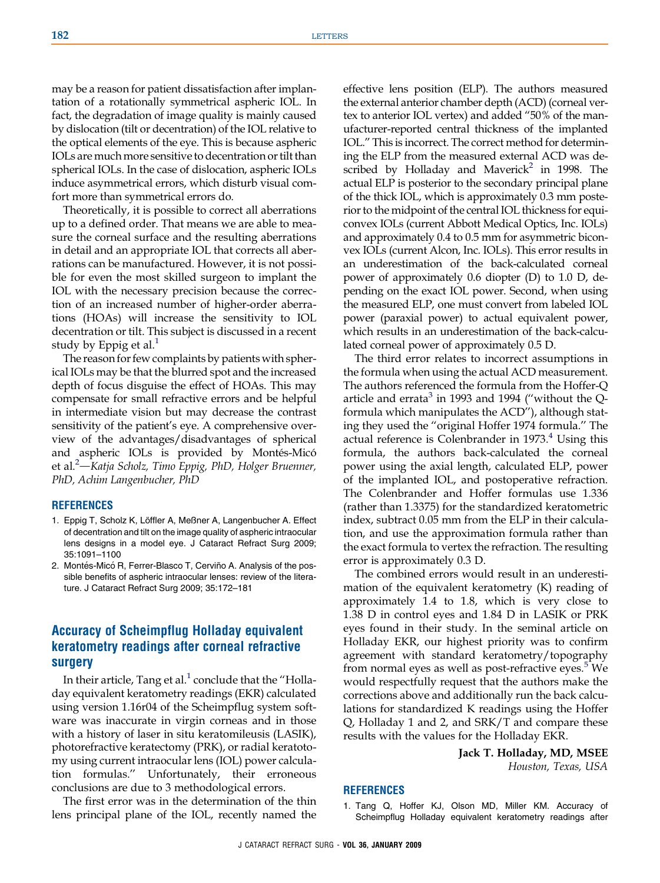may be a reason for patient dissatisfaction after implantation of a rotationally symmetrical aspheric IOL. In fact, the degradation of image quality is mainly caused by dislocation (tilt or decentration) of the IOL relative to the optical elements of the eye. This is because aspheric IOLs are much more sensitive to decentration or tilt than spherical IOLs. In the case of dislocation, aspheric IOLs induce asymmetrical errors, which disturb visual comfort more than symmetrical errors do.

Theoretically, it is possible to correct all aberrations up to a defined order. That means we are able to measure the corneal surface and the resulting aberrations in detail and an appropriate IOL that corrects all aberrations can be manufactured. However, it is not possible for even the most skilled surgeon to implant the IOL with the necessary precision because the correction of an increased number of higher-order aberrations (HOAs) will increase the sensitivity to IOL decentration or tilt. This subject is discussed in a recent study by Eppig et al.[1]

The reason for few complaints by patients with spherical IOLs may be that the blurred spot and the increased depth of focus disguise the effect of HOAs. This may compensate for small refractive errors and be helpful in intermediate vision but may decrease the contrast sensitivity of the patient's eye. A comprehensive overview of the advantages/disadvantages of spherical and aspheric IOLs is provided by Montés-Micó et al.[2]—*Katja Scholz, Timo Eppig, PhD, Holger Bruenner, PhD, Achim Langenbucher, PhD*

### REFERENCES

1. Eppig T, Scholz K, Löffler A, Meßner A, Langenbucher A. Effect of decentration and tilt on the image quality of aspheric intraocular lens designs in a model eye. J Cataract Refract Surg 2009; 35:1091–1100
2. Montés-Micó R, Ferrer-Blasco T, Cerviño A. Analysis of the possible benefits of aspheric intraocular lenses: review of the literature. J Cataract Refract Surg 2009; 35:172–181

## Accuracy of Scheimpflug Holladay equivalent keratometry readings after corneal refractive surgery

In their article, Tang et al.[1] conclude that the "Holladay equivalent keratometry readings (EKR) calculated using version 1.16r04 of the Scheimpflug system software was inaccurate in virgin corneas and in those with a history of laser in situ keratomileusis (LASIK), photorefractive keratectomy (PRK), or radial keratotomy using current intraocular lens (IOL) power calculation formulas." Unfortunately, their erroneous conclusions are due to 3 methodological errors.

The first error was in the determination of the thin lens principal plane of the IOL, recently named the effective lens position (ELP). The authors measured the external anterior chamber depth (ACD) (corneal vertex to anterior IOL vertex) and added "50% of the manufacturer-reported central thickness of the implanted IOL." This is incorrect. The correct method for determining the ELP from the measured external ACD was described by Holladay and Maverick[2] in 1998. The actual ELP is posterior to the secondary principal plane of the thick IOL, which is approximately 0.3 mm posterior to the midpoint of the central IOL thickness for equiconvex IOLs (current Abbott Medical Optics, Inc. IOLs) and approximately 0.4 to 0.5 mm for asymmetric biconvex IOLs (current Alcon, Inc. IOLs). This error results in an underestimation of the back-calculated corneal power of approximately 0.6 diopter (D) to 1.0 D, depending on the exact IOL power. Second, when using the measured ELP, one must convert from labeled IOL power (paraxial power) to actual equivalent power, which results in an underestimation of the back-calculated corneal power of approximately 0.5 D.

The third error relates to incorrect assumptions in the formula when using the actual ACD measurement. The authors referenced the formula from the Hoffer-Q article and errata[3] in 1993 and 1994 ("without the Q-formula which manipulates the ACD"), although stating they used the "original Hoffer 1974 formula." The actual reference is Colenbrander in 1973.[4] Using this formula, the authors back-calculated the corneal power using the axial length, calculated ELP, power of the implanted IOL, and postoperative refraction. The Colenbrander and Hoffer formulas use 1.336 (rather than 1.3375) for the standardized keratometric index, subtract 0.05 mm from the ELP in their calculation, and use the approximation formula rather than the exact formula to vertex the refraction. The resulting error is approximately 0.3 D.

The combined errors would result in an underestimation of the equivalent keratometry (K) reading of approximately 1.4 to 1.8, which is very close to 1.38 D in control eyes and 1.84 D in LASIK or PRK eyes found in their study. In the seminal article on Holladay EKR, our highest priority was to confirm agreement with standard keratometry/topography from normal eyes as well as post-refractive eyes.[5] We would respectfully request that the authors make the corrections above and additionally run the back calculations for standardized K readings using the Hoffer Q, Holladay 1 and 2, and SRK/T and compare these results with the values for the Holladay EKR.

**Jack T. Holladay, MD, MSEE**
*Houston, Texas, USA*

### REFERENCES

1. Tang Q, Hoffer KJ, Olson MD, Miller KM. Accuracy of Scheimpflug Holladay equivalent keratometry readings after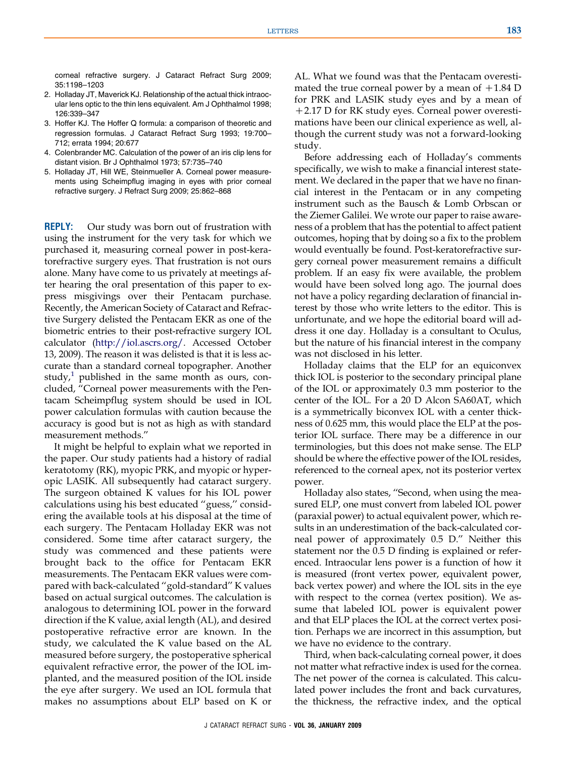corneal refractive surgery. J Cataract Refract Surg 2009; 35:1198–1203

2. Holladay JT, Maverick KJ. Relationship of the actual thick intraocular lens optic to the thin lens equivalent. Am J Ophthalmol 1998; 126:339–347
3. Hoffer KJ. The Hoffer Q formula: a comparison of theoretic and regression formulas. J Cataract Refract Surg 1993; 19:700–712; errata 1994; 20:677
4. Colenbrander MC. Calculation of the power of an iris clip lens for distant vision. Br J Ophthalmol 1973; 57:735–740
5. Holladay JT, Hill WE, Steinmueller A. Corneal power measurements using Scheimpflug imaging in eyes with prior corneal refractive surgery. J Refract Surg 2009; 25:862–868

**REPLY:** Our study was born out of frustration with using the instrument for the very task for which we purchased it, measuring corneal power in post-keratorefractive surgery eyes. That frustration is not ours alone. Many have come to us privately at meetings after hearing the oral presentation of this paper to express misgivings over their Pentacam purchase. Recently, the American Society of Cataract and Refractive Surgery delisted the Pentacam EKR as one of the biometric entries to their post-refractive surgery IOL calculator (http://iol.ascrs.org/. Accessed October 13, 2009). The reason it was delisted is that it is less accurate than a standard corneal topographer. Another study,[1] published in the same month as ours, concluded, "Corneal power measurements with the Pentacam Scheimpflug system should be used in IOL power calculation formulas with caution because the accuracy is good but is not as high as with standard measurement methods."

It might be helpful to explain what we reported in the paper. Our study patients had a history of radial keratotomy (RK), myopic PRK, and myopic or hyperopic LASIK. All subsequently had cataract surgery. The surgeon obtained K values for his IOL power calculations using his best educated "guess," considering the available tools at his disposal at the time of each surgery. The Pentacam Holladay EKR was not considered. Some time after cataract surgery, the study was commenced and these patients were brought back to the office for Pentacam EKR measurements. The Pentacam EKR values were compared with back-calculated "gold-standard" K values based on actual surgical outcomes. The calculation is analogous to determining IOL power in the forward direction if the K value, axial length (AL), and desired postoperative refractive error are known. In the study, we calculated the K value based on the AL measured before surgery, the postoperative spherical equivalent refractive error, the power of the IOL implanted, and the measured position of the IOL inside the eye after surgery. We used an IOL formula that makes no assumptions about ELP based on K or AL. What we found was that the Pentacam overestimated the true corneal power by a mean of +1.84 D for PRK and LASIK study eyes and by a mean of +2.17 D for RK study eyes. Corneal power overestimations have been our clinical experience as well, although the current study was not a forward-looking study.

Before addressing each of Holladay's comments specifically, we wish to make a financial interest statement. We declared in the paper that we have no financial interest in the Pentacam or in any competing instrument such as the Bausch & Lomb Orbscan or the Ziemer Galilei. We wrote our paper to raise awareness of a problem that has the potential to affect patient outcomes, hoping that by doing so a fix to the problem would eventually be found. Post-keratorefractive surgery corneal power measurement remains a difficult problem. If an easy fix were available, the problem would have been solved long ago. The journal does not have a policy regarding declaration of financial interest by those who write letters to the editor. This is unfortunate, and we hope the editorial board will address it one day. Holladay is a consultant to Oculus, but the nature of his financial interest in the company was not disclosed in his letter.

Holladay claims that the ELP for an equiconvex thick IOL is posterior to the secondary principal plane of the IOL or approximately 0.3 mm posterior to the center of the IOL. For a 20 D Alcon SA60AT, which is a symmetrically biconvex IOL with a center thickness of 0.625 mm, this would place the ELP at the posterior IOL surface. There may be a difference in our terminologies, but this does not make sense. The ELP should be where the effective power of the IOL resides, referenced to the corneal apex, not its posterior vertex power.

Holladay also states, "Second, when using the measured ELP, one must convert from labeled IOL power (paraxial power) to actual equivalent power, which results in an underestimation of the back-calculated corneal power of approximately 0.5 D." Neither this statement nor the 0.5 D finding is explained or referenced. Intraocular lens power is a function of how it is measured (front vertex power, equivalent power, back vertex power) and where the IOL sits in the eye with respect to the cornea (vertex position). We assume that labeled IOL power is equivalent power and that ELP places the IOL at the correct vertex position. Perhaps we are incorrect in this assumption, but we have no evidence to the contrary.

Third, when back-calculating corneal power, it does not matter what refractive index is used for the cornea. The net power of the cornea is calculated. This calculated power includes the front and back curvatures, the thickness, the refractive index, and the optical